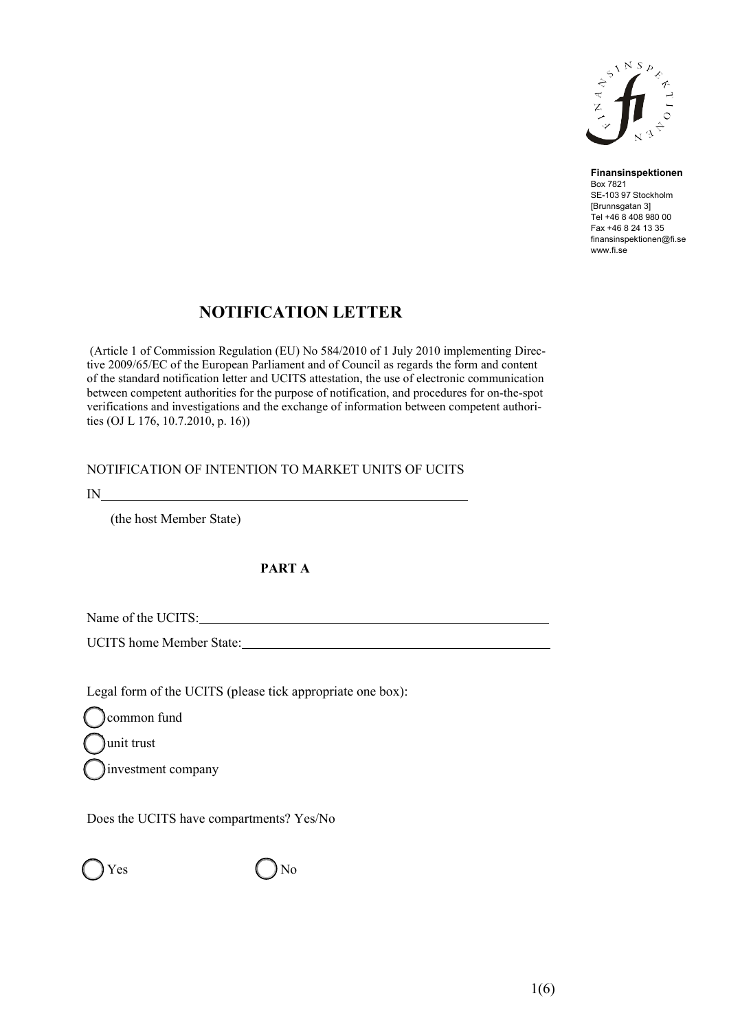**Finansinspektionen**
Box 7821
SE-103 97 Stockholm
[Brunnsgatan 3]
Tel +46 8 408 980 00
Fax +46 8 24 13 35
finansinspektionen@fi.se
www.fi.se

# NOTIFICATION LETTER

(Article 1 of Commission Regulation (EU) No 584/2010 of 1 July 2010 implementing Directive 2009/65/EC of the European Parliament and of Council as regards the form and content of the standard notification letter and UCITS attestation, the use of electronic communication between competent authorities for the purpose of notification, and procedures for on-the-spot verifications and investigations and the exchange of information between competent authorities (OJ L 176, 10.7.2010, p. 16))

NOTIFICATION OF INTENTION TO MARKET UNITS OF UCITS

IN_______________________________________________

(the host Member State)

## PART A

Name of the UCITS:_______________________________________________

UCITS home Member State:_______________________________________________

Legal form of the UCITS (please tick appropriate one box):

◯ common fund

◯ unit trust

◯ investment company

Does the UCITS have compartments? Yes/No

◯ Yes ◯ No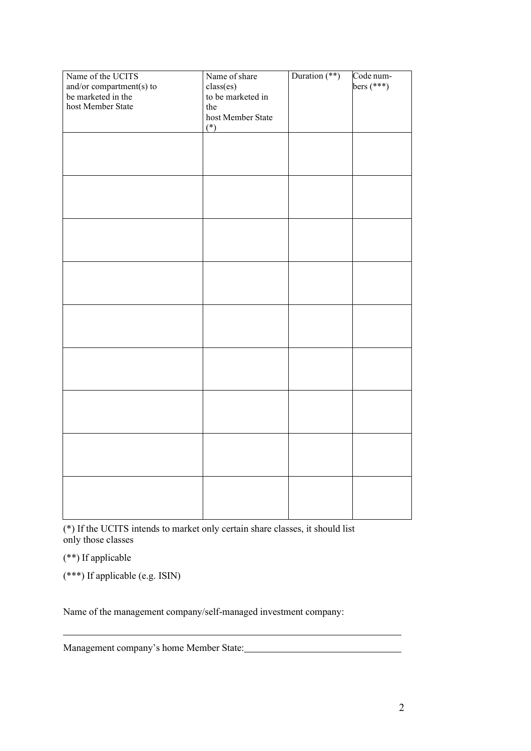| Name of the UCITS and/or compartment(s) to be marketed in the host Member State | Name of share class(es) to be marketed in the host Member State (*) | Duration (**) | Code numbers (***) |
|---|---|---|---|
| | | | |
| | | | |
| | | | |
| | | | |
| | | | |
| | | | |
| | | | |
| | | | |
| | | | |

(*) If the UCITS intends to market only certain share classes, it should list only those classes

(**) If applicable

(***) If applicable (e.g. ISIN)

Name of the management company/self-managed investment company:

\_\_\_\_\_\_\_\_\_\_\_\_\_\_\_\_\_\_\_\_\_\_\_\_\_\_\_\_\_\_\_\_\_\_\_\_\_\_\_\_\_\_\_\_\_\_\_\_\_\_\_\_\_\_\_\_\_\_\_\_

Management company's home Member State:\_\_\_\_\_\_\_\_\_\_\_\_\_\_\_\_\_\_\_\_\_\_\_\_\_\_\_\_\_\_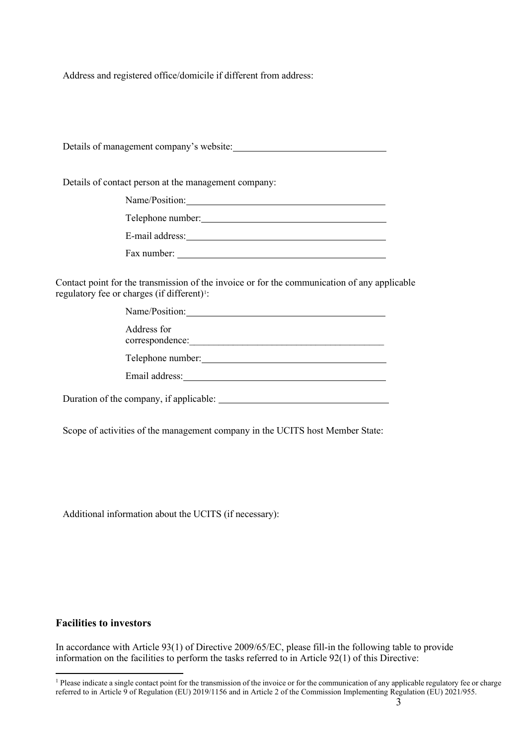Address and registered office/domicile if different from address:

Details of management company's website: \_\_\_\_\_\_\_\_\_\_\_\_\_\_\_\_\_\_\_\_\_\_\_\_\_\_\_\_\_\_\_\_

Details of contact person at the management company:

Name/Position: \_\_\_\_\_\_\_\_\_\_\_\_\_\_\_\_\_\_\_\_\_\_\_\_\_\_\_\_\_\_\_\_

Telephone number: \_\_\_\_\_\_\_\_\_\_\_\_\_\_\_\_\_\_\_\_\_\_\_\_\_\_\_\_\_\_\_\_

E-mail address: \_\_\_\_\_\_\_\_\_\_\_\_\_\_\_\_\_\_\_\_\_\_\_\_\_\_\_\_\_\_\_\_

Fax number: \_\_\_\_\_\_\_\_\_\_\_\_\_\_\_\_\_\_\_\_\_\_\_\_\_\_\_\_\_\_\_\_

Contact point for the transmission of the invoice or for the communication of any applicable regulatory fee or charges (if different)[1]:

Name/Position: \_\_\_\_\_\_\_\_\_\_\_\_\_\_\_\_\_\_\_\_\_\_\_\_\_\_\_\_\_\_\_\_

Address for correspondence: \_\_\_\_\_\_\_\_\_\_\_\_\_\_\_\_\_\_\_\_\_\_\_\_\_\_\_\_\_\_\_\_

Telephone number: \_\_\_\_\_\_\_\_\_\_\_\_\_\_\_\_\_\_\_\_\_\_\_\_\_\_\_\_\_\_\_\_

Email address: \_\_\_\_\_\_\_\_\_\_\_\_\_\_\_\_\_\_\_\_\_\_\_\_\_\_\_\_\_\_\_\_

Duration of the company, if applicable: \_\_\_\_\_\_\_\_\_\_\_\_\_\_\_\_\_\_\_\_\_\_\_\_\_\_\_\_\_\_\_\_

Scope of activities of the management company in the UCITS host Member State:

Additional information about the UCITS (if necessary):

**Facilities to investors**

In accordance with Article 93(1) of Directive 2009/65/EC, please fill-in the following table to provide information on the facilities to perform the tasks referred to in Article 92(1) of this Directive:

[1] Please indicate a single contact point for the transmission of the invoice or for the communication of any applicable regulatory fee or charge referred to in Article 9 of Regulation (EU) 2019/1156 and in Article 2 of the Commission Implementing Regulation (EU) 2021/955.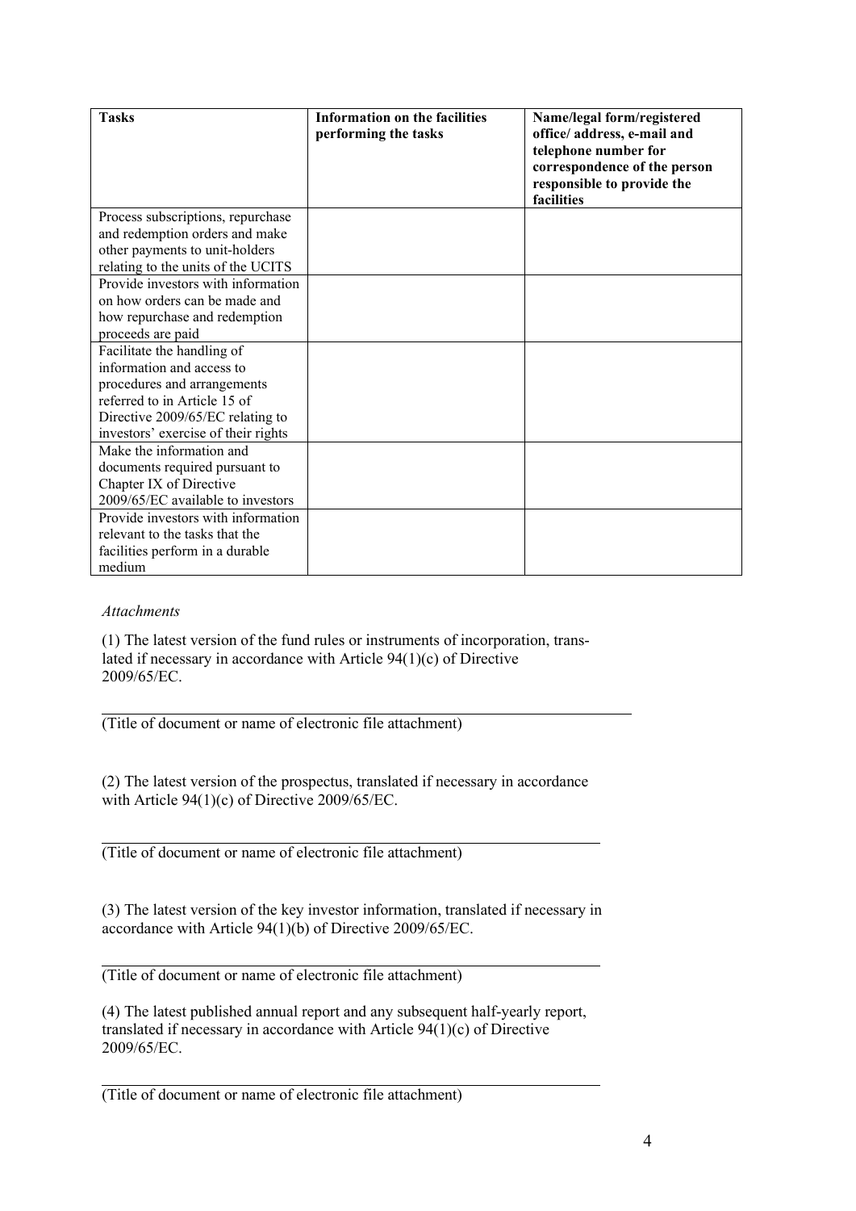| Tasks | Information on the facilities performing the tasks | Name/legal form/registered office/ address, e-mail and telephone number for correspondence of the person responsible to provide the facilities |
|---|---|---|
| Process subscriptions, repurchase and redemption orders and make other payments to unit-holders relating to the units of the UCITS | | |
| Provide investors with information on how orders can be made and how repurchase and redemption proceeds are paid | | |
| Facilitate the handling of information and access to procedures and arrangements referred to in Article 15 of Directive 2009/65/EC relating to investors' exercise of their rights | | |
| Make the information and documents required pursuant to Chapter IX of Directive 2009/65/EC available to investors | | |
| Provide investors with information relevant to the tasks that the facilities perform in a durable medium | | |

*Attachments*

(1) The latest version of the fund rules or instruments of incorporation, translated if necessary in accordance with Article 94(1)(c) of Directive 2009/65/EC.

___________________________________________

(Title of document or name of electronic file attachment)

(2) The latest version of the prospectus, translated if necessary in accordance with Article 94(1)(c) of Directive 2009/65/EC.

___________________________________________

(Title of document or name of electronic file attachment)

(3) The latest version of the key investor information, translated if necessary in accordance with Article 94(1)(b) of Directive 2009/65/EC.

___________________________________________

(Title of document or name of electronic file attachment)

(4) The latest published annual report and any subsequent half-yearly report, translated if necessary in accordance with Article 94(1)(c) of Directive 2009/65/EC.

___________________________________________

(Title of document or name of electronic file attachment)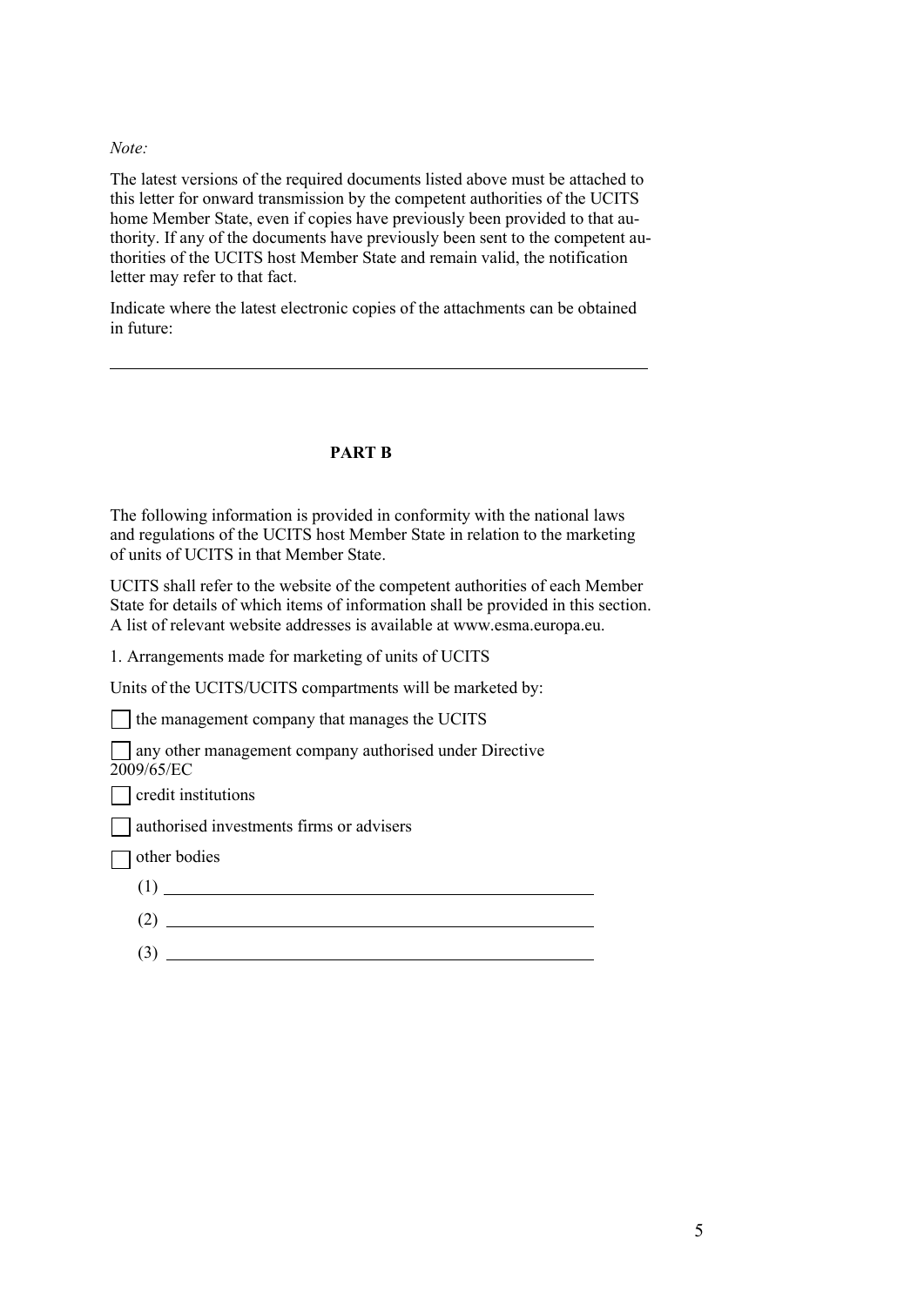*Note:*

The latest versions of the required documents listed above must be attached to this letter for onward transmission by the competent authorities of the UCITS home Member State, even if copies have previously been provided to that authority. If any of the documents have previously been sent to the competent authorities of the UCITS host Member State and remain valid, the notification letter may refer to that fact.

Indicate where the latest electronic copies of the attachments can be obtained in future:

\_\_\_\_\_\_\_\_\_\_\_\_\_\_\_\_\_\_\_\_\_\_\_\_\_\_\_\_\_\_\_\_\_\_\_\_\_\_\_\_\_\_\_\_\_\_\_\_\_\_\_\_\_\_\_\_\_\_\_\_

**PART B**

The following information is provided in conformity with the national laws and regulations of the UCITS host Member State in relation to the marketing of units of UCITS in that Member State.

UCITS shall refer to the website of the competent authorities of each Member State for details of which items of information shall be provided in this section. A list of relevant website addresses is available at www.esma.europa.eu.

1. Arrangements made for marketing of units of UCITS

Units of the UCITS/UCITS compartments will be marketed by:

- ☐ the management company that manages the UCITS
- ☐ any other management company authorised under Directive 2009/65/EC
- ☐ credit institutions
- ☐ authorised investments firms or advisers
- ☐ other bodies

(1) \_\_\_\_\_\_\_\_\_\_\_\_\_\_\_\_\_\_\_\_\_\_\_\_\_\_\_\_\_\_\_\_\_\_\_\_\_\_\_\_\_\_\_\_\_\_\_\_

(2) \_\_\_\_\_\_\_\_\_\_\_\_\_\_\_\_\_\_\_\_\_\_\_\_\_\_\_\_\_\_\_\_\_\_\_\_\_\_\_\_\_\_\_\_\_\_\_\_

(3) \_\_\_\_\_\_\_\_\_\_\_\_\_\_\_\_\_\_\_\_\_\_\_\_\_\_\_\_\_\_\_\_\_\_\_\_\_\_\_\_\_\_\_\_\_\_\_\_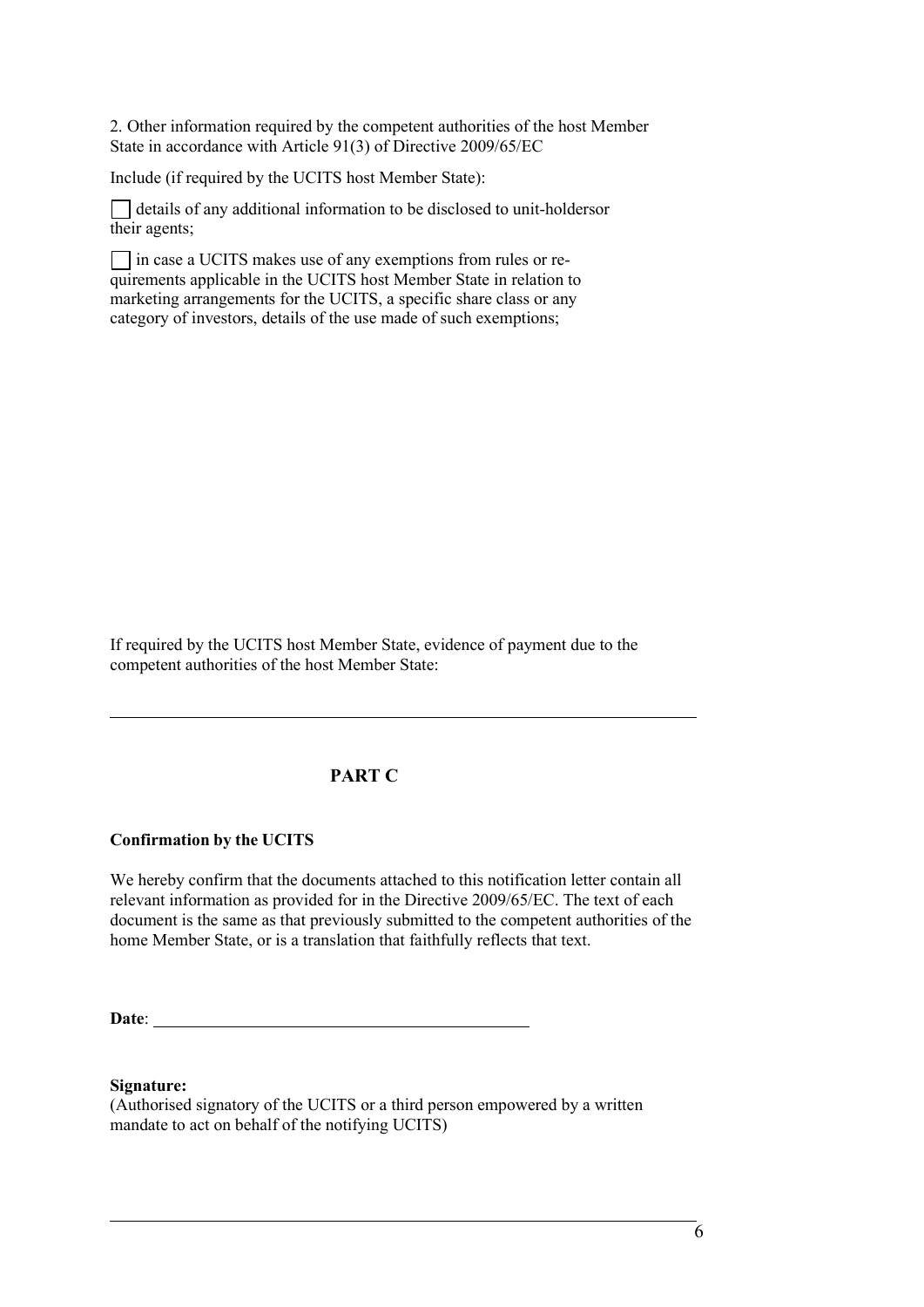2. Other information required by the competent authorities of the host Member State in accordance with Article 91(3) of Directive 2009/65/EC

Include (if required by the UCITS host Member State):

☐ details of any additional information to be disclosed to unit-holdersor their agents;

☐ in case a UCITS makes use of any exemptions from rules or requirements applicable in the UCITS host Member State in relation to marketing arrangements for the UCITS, a specific share class or any category of investors, details of the use made of such exemptions;

If required by the UCITS host Member State, evidence of payment due to the competent authorities of the host Member State:

---

## PART C

**Confirmation by the UCITS**

We hereby confirm that the documents attached to this notification letter contain all relevant information as provided for in the Directive 2009/65/EC. The text of each document is the same as that previously submitted to the competent authorities of the home Member State, or is a translation that faithfully reflects that text.

**Date**: ____________________________________________

**Signature:**
(Authorised signatory of the UCITS or a third person empowered by a written mandate to act on behalf of the notifying UCITS)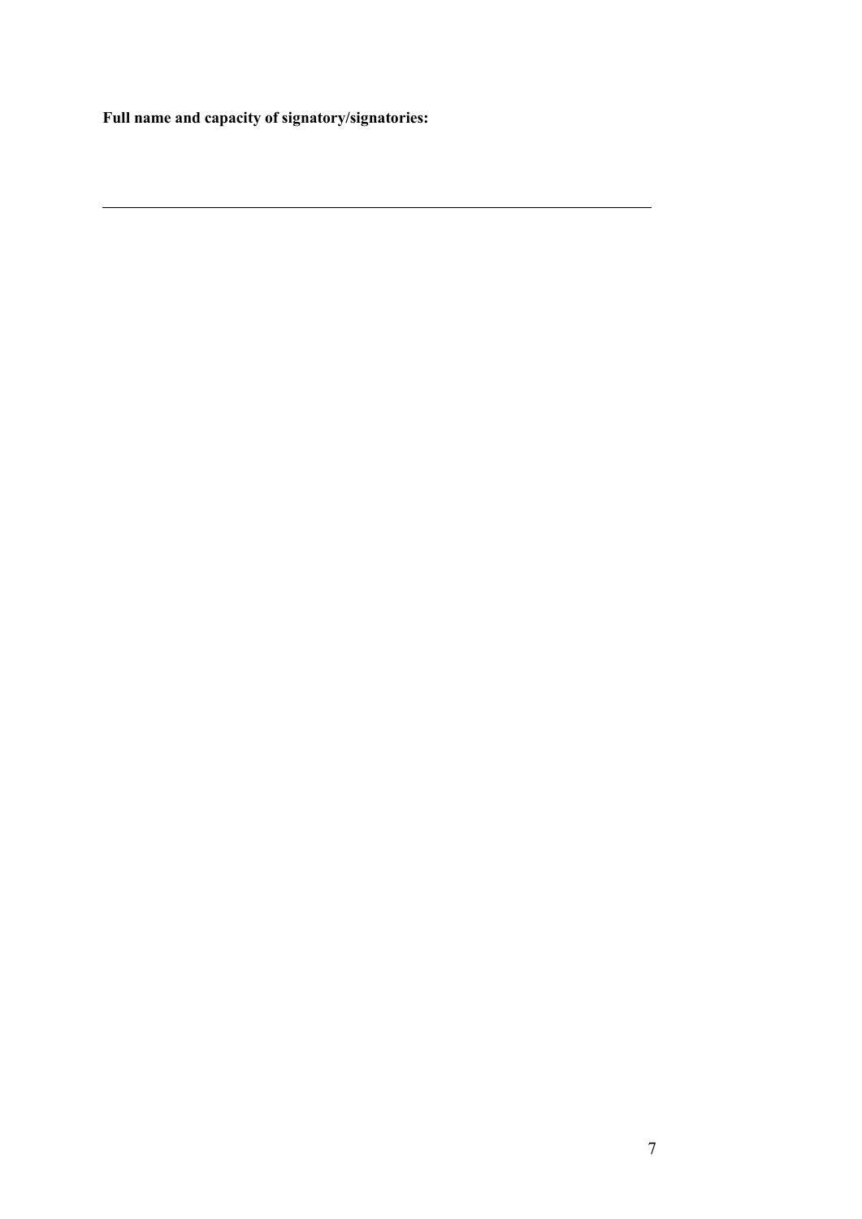**Full name and capacity of signatory/signatories:**

---